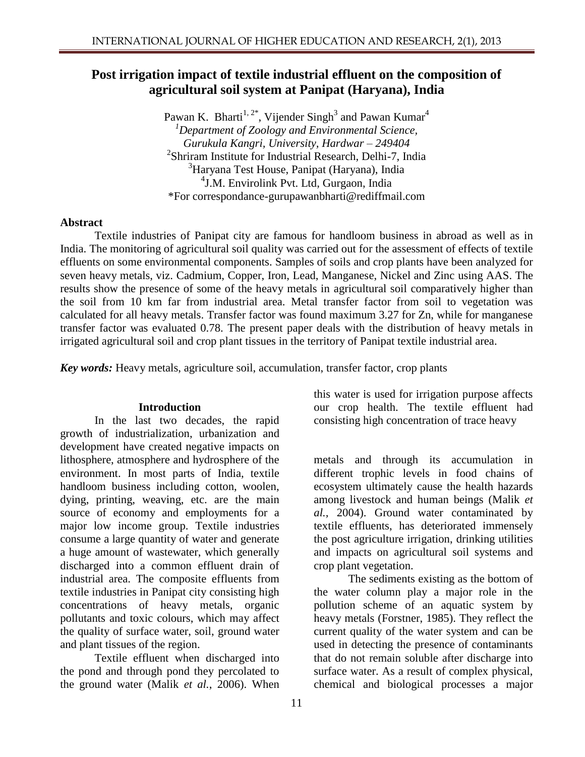# Post irrigation impact of textile industrial effluent on the composition of agricultural soil system at Panipat (Haryana), India

Pawan K. Bharti[1, 2*], Vijender Singh[3] and Pawan Kumar[4]

[1]*Department of Zoology and Environmental Science, Gurukula Kangri, University, Hardwar – 249404*

[2]Shriram Institute for Industrial Research, Delhi-7, India

[3]Haryana Test House, Panipat (Haryana), India

[4]J.M. Envirolink Pvt. Ltd, Gurgaon, India

*For correspondance-gurupawanbharti@rediffmail.com

## Abstract

Textile industries of Panipat city are famous for handloom business in abroad as well as in India. The monitoring of agricultural soil quality was carried out for the assessment of effects of textile effluents on some environmental components. Samples of soils and crop plants have been analyzed for seven heavy metals, viz. Cadmium, Copper, Iron, Lead, Manganese, Nickel and Zinc using AAS. The results show the presence of some of the heavy metals in agricultural soil comparatively higher than the soil from 10 km far from industrial area. Metal transfer factor from soil to vegetation was calculated for all heavy metals. Transfer factor was found maximum 3.27 for Zn, while for manganese transfer factor was evaluated 0.78. The present paper deals with the distribution of heavy metals in irrigated agricultural soil and crop plant tissues in the territory of Panipat textile industrial area.

***Key words:*** Heavy metals, agriculture soil, accumulation, transfer factor, crop plants

## Introduction

In the last two decades, the rapid growth of industrialization, urbanization and development have created negative impacts on lithosphere, atmosphere and hydrosphere of the environment. In most parts of India, textile handloom business including cotton, woolen, dying, printing, weaving, etc. are the main source of economy and employments for a major low income group. Textile industries consume a large quantity of water and generate a huge amount of wastewater, which generally discharged into a common effluent drain of industrial area. The composite effluents from textile industries in Panipat city consisting high concentrations of heavy metals, organic pollutants and toxic colours, which may affect the quality of surface water, soil, ground water and plant tissues of the region.

Textile effluent when discharged into the pond and through pond they percolated to the ground water (Malik *et al.*, 2006). When this water is used for irrigation purpose affects our crop health. The textile effluent had consisting high concentration of trace heavy metals and through its accumulation in different trophic levels in food chains of ecosystem ultimately cause the health hazards among livestock and human beings (Malik *et al.,* 2004). Ground water contaminated by textile effluents, has deteriorated immensely the post agriculture irrigation, drinking utilities and impacts on agricultural soil systems and crop plant vegetation.

The sediments existing as the bottom of the water column play a major role in the pollution scheme of an aquatic system by heavy metals (Forstner, 1985). They reflect the current quality of the water system and can be used in detecting the presence of contaminants that do not remain soluble after discharge into surface water. As a result of complex physical, chemical and biological processes a major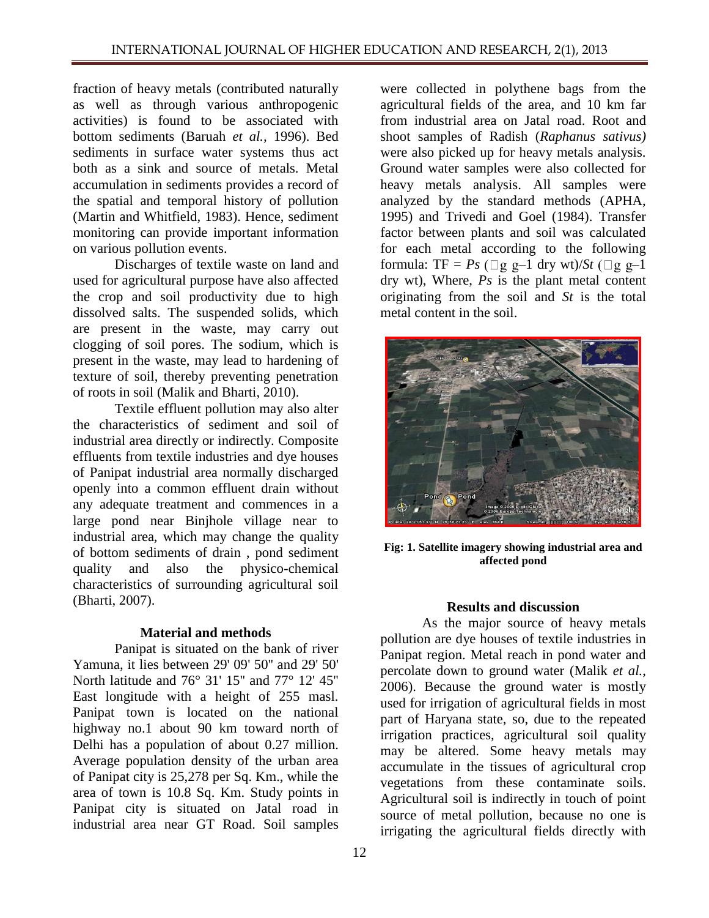fraction of heavy metals (contributed naturally as well as through various anthropogenic activities) is found to be associated with bottom sediments (Baruah *et al.*, 1996). Bed sediments in surface water systems thus act both as a sink and source of metals. Metal accumulation in sediments provides a record of the spatial and temporal history of pollution (Martin and Whitfield, 1983). Hence, sediment monitoring can provide important information on various pollution events.

Discharges of textile waste on land and used for agricultural purpose have also affected the crop and soil productivity due to high dissolved salts. The suspended solids, which are present in the waste, may carry out clogging of soil pores. The sodium, which is present in the waste, may lead to hardening of texture of soil, thereby preventing penetration of roots in soil (Malik and Bharti, 2010).

Textile effluent pollution may also alter the characteristics of sediment and soil of industrial area directly or indirectly. Composite effluents from textile industries and dye houses of Panipat industrial area normally discharged openly into a common effluent drain without any adequate treatment and commences in a large pond near Binjhole village near to industrial area, which may change the quality of bottom sediments of drain , pond sediment quality and also the physico-chemical characteristics of surrounding agricultural soil (Bharti, 2007).

## Material and methods

Panipat is situated on the bank of river Yamuna, it lies between 29' 09' 50" and 29' 50' North latitude and 76° 31' 15" and 77° 12' 45" East longitude with a height of 255 masl. Panipat town is located on the national highway no.1 about 90 km toward north of Delhi has a population of about 0.27 million. Average population density of the urban area of Panipat city is 25,278 per Sq. Km., while the area of town is 10.8 Sq. Km. Study points in Panipat city is situated on Jatal road in industrial area near GT Road. Soil samples were collected in polythene bags from the agricultural fields of the area, and 10 km far from industrial area on Jatal road. Root and shoot samples of Radish (*Raphanus sativus)* were also picked up for heavy metals analysis. Ground water samples were also collected for heavy metals analysis. All samples were analyzed by the standard methods (APHA, 1995) and Trivedi and Goel (1984). Transfer factor between plants and soil was calculated for each metal according to the following formula: TF = *Ps* (□g g–1 dry wt)/*St* (□g g–1 dry wt), Where, *Ps* is the plant metal content originating from the soil and *St* is the total metal content in the soil.

**Fig: 1. Satellite imagery showing industrial area and affected pond**

## Results and discussion

As the major source of heavy metals pollution are dye houses of textile industries in Panipat region. Metal reach in pond water and percolate down to ground water (Malik *et al.*, 2006). Because the ground water is mostly used for irrigation of agricultural fields in most part of Haryana state, so, due to the repeated irrigation practices, agricultural soil quality may be altered. Some heavy metals may accumulate in the tissues of agricultural crop vegetations from these contaminate soils. Agricultural soil is indirectly in touch of point source of metal pollution, because no one is irrigating the agricultural fields directly with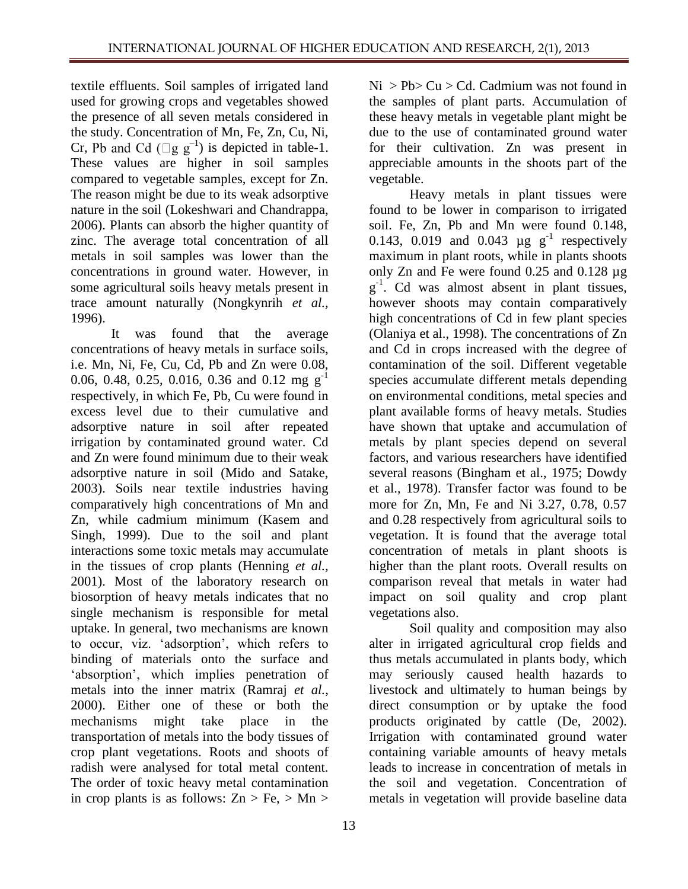textile effluents. Soil samples of irrigated land used for growing crops and vegetables showed the presence of all seven metals considered in the study. Concentration of Mn, Fe, Zn, Cu, Ni, Cr, Pb and Cd (□g $g^{-1}$) is depicted in table-1. These values are higher in soil samples compared to vegetable samples, except for Zn. The reason might be due to its weak adsorptive nature in the soil (Lokeshwari and Chandrappa, 2006). Plants can absorb the higher quantity of zinc. The average total concentration of all metals in soil samples was lower than the concentrations in ground water. However, in some agricultural soils heavy metals present in trace amount naturally (Nongkynrih *et al.*, 1996).

It was found that the average concentrations of heavy metals in surface soils, i.e. Mn, Ni, Fe, Cu, Cd, Pb and Zn were 0.08, 0.06, 0.48, 0.25, 0.016, 0.36 and 0.12 mg $g^{-1}$ respectively, in which Fe, Pb, Cu were found in excess level due to their cumulative and adsorptive nature in soil after repeated irrigation by contaminated ground water. Cd and Zn were found minimum due to their weak adsorptive nature in soil (Mido and Satake, 2003). Soils near textile industries having comparatively high concentrations of Mn and Zn, while cadmium minimum (Kasem and Singh, 1999). Due to the soil and plant interactions some toxic metals may accumulate in the tissues of crop plants (Henning *et al.*, 2001). Most of the laboratory research on biosorption of heavy metals indicates that no single mechanism is responsible for metal uptake. In general, two mechanisms are known to occur, viz. 'adsorption', which refers to binding of materials onto the surface and 'absorption', which implies penetration of metals into the inner matrix (Ramraj *et al.*, 2000). Either one of these or both the mechanisms might take place in the transportation of metals into the body tissues of crop plant vegetations. Roots and shoots of radish were analysed for total metal content. The order of toxic heavy metal contamination in crop plants is as follows: Zn > Fe, > Mn > Ni > Pb> Cu > Cd. Cadmium was not found in the samples of plant parts. Accumulation of these heavy metals in vegetable plant might be due to the use of contaminated ground water for their cultivation. Zn was present in appreciable amounts in the shoots part of the vegetable.

Heavy metals in plant tissues were found to be lower in comparison to irrigated soil. Fe, Zn, Pb and Mn were found 0.148, 0.143, 0.019 and 0.043 µg $g^{-1}$ respectively maximum in plant roots, while in plants shoots only Zn and Fe were found 0.25 and 0.128 µg $g^{-1}$. Cd was almost absent in plant tissues, however shoots may contain comparatively high concentrations of Cd in few plant species (Olaniya et al., 1998). The concentrations of Zn and Cd in crops increased with the degree of contamination of the soil. Different vegetable species accumulate different metals depending on environmental conditions, metal species and plant available forms of heavy metals. Studies have shown that uptake and accumulation of metals by plant species depend on several factors, and various researchers have identified several reasons (Bingham et al., 1975; Dowdy et al., 1978). Transfer factor was found to be more for Zn, Mn, Fe and Ni 3.27, 0.78, 0.57 and 0.28 respectively from agricultural soils to vegetation. It is found that the average total concentration of metals in plant shoots is higher than the plant roots. Overall results on comparison reveal that metals in water had impact on soil quality and crop plant vegetations also.

Soil quality and composition may also alter in irrigated agricultural crop fields and thus metals accumulated in plants body, which may seriously caused health hazards to livestock and ultimately to human beings by direct consumption or by uptake the food products originated by cattle (De, 2002). Irrigation with contaminated ground water containing variable amounts of heavy metals leads to increase in concentration of metals in the soil and vegetation. Concentration of metals in vegetation will provide baseline data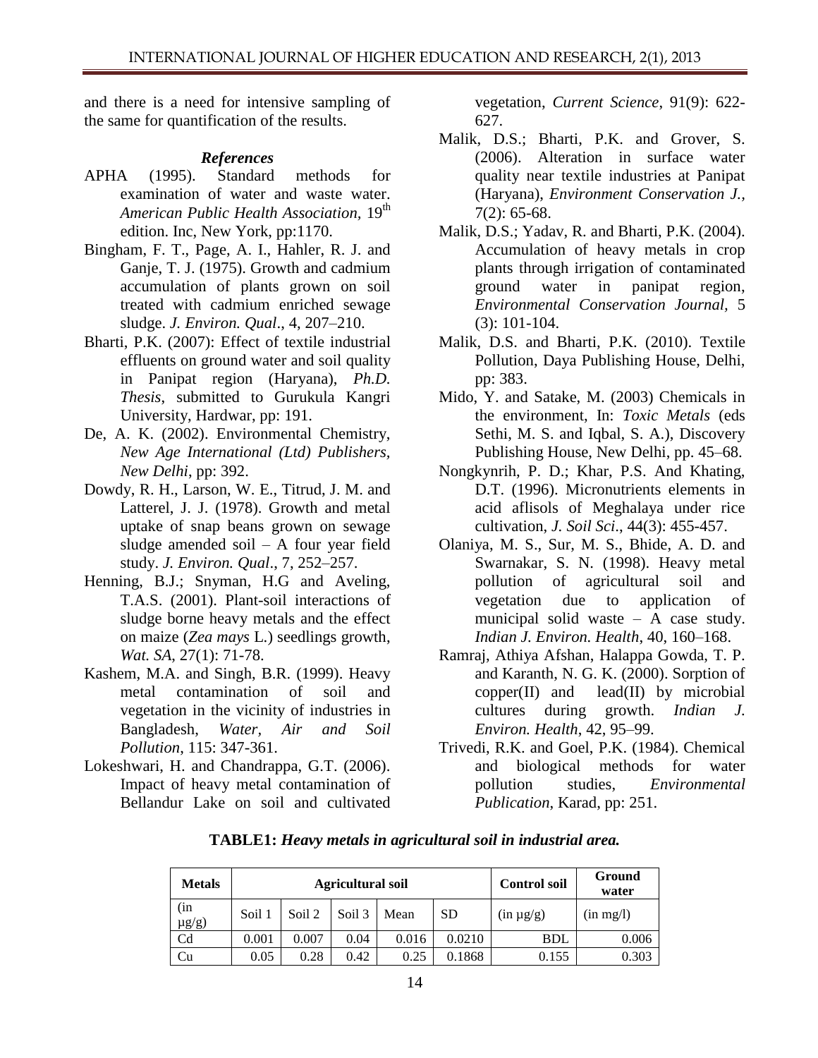and there is a need for intensive sampling of the same for quantification of the results.

### *References*

APHA (1995). Standard methods for examination of water and waste water. *American Public Health Association*, 19th edition. Inc, New York, pp:1170.

Bingham, F. T., Page, A. I., Hahler, R. J. and Ganje, T. J. (1975). Growth and cadmium accumulation of plants grown on soil treated with cadmium enriched sewage sludge. *J. Environ. Qual*., 4, 207–210.

Bharti, P.K. (2007): Effect of textile industrial effluents on ground water and soil quality in Panipat region (Haryana), *Ph.D. Thesis*, submitted to Gurukula Kangri University, Hardwar, pp: 191.

De, A. K. (2002). Environmental Chemistry, *New Age International (Ltd) Publishers, New Delhi*, pp: 392.

Dowdy, R. H., Larson, W. E., Titrud, J. M. and Latterel, J. J. (1978). Growth and metal uptake of snap beans grown on sewage sludge amended soil – A four year field study. *J. Environ. Qual*., 7, 252–257.

Henning, B.J.; Snyman, H.G and Aveling, T.A.S. (2001). Plant-soil interactions of sludge borne heavy metals and the effect on maize (*Zea mays* L.) seedlings growth, *Wat. SA*, 27(1): 71-78.

Kashem, M.A. and Singh, B.R. (1999). Heavy metal contamination of soil and vegetation in the vicinity of industries in Bangladesh, *Water, Air and Soil Pollution*, 115: 347-361.

Lokeshwari, H. and Chandrappa, G.T. (2006). Impact of heavy metal contamination of Bellandur Lake on soil and cultivated vegetation, *Current Science*, 91(9): 622-627.

Malik, D.S.; Bharti, P.K. and Grover, S. (2006). Alteration in surface water quality near textile industries at Panipat (Haryana), *Environment Conservation J.*, 7(2): 65-68.

Malik, D.S.; Yadav, R. and Bharti, P.K. (2004). Accumulation of heavy metals in crop plants through irrigation of contaminated ground water in panipat region, *Environmental Conservation Journal,* 5 (3): 101-104.

Malik, D.S. and Bharti, P.K. (2010). Textile Pollution, Daya Publishing House, Delhi, pp: 383.

Mido, Y. and Satake, M. (2003) Chemicals in the environment, In: *Toxic Metals* (eds Sethi, M. S. and Iqbal, S. A.), Discovery Publishing House, New Delhi, pp. 45–68.

Nongkynrih, P. D.; Khar, P.S. And Khating, D.T. (1996). Micronutrients elements in acid aflisols of Meghalaya under rice cultivation, *J. Soil Sci*., 44(3): 455-457.

Olaniya, M. S., Sur, M. S., Bhide, A. D. and Swarnakar, S. N. (1998). Heavy metal pollution of agricultural soil and vegetation due to application of municipal solid waste – A case study. *Indian J. Environ. Health*, 40, 160–168.

Ramraj, Athiya Afshan, Halappa Gowda, T. P. and Karanth, N. G. K. (2000). Sorption of copper(II) and lead(II) by microbial cultures during growth. *Indian J. Environ. Health*, 42, 95–99.

Trivedi, R.K. and Goel, P.K. (1984). Chemical and biological methods for water pollution studies, *Environmental Publication*, Karad, pp: 251.

**TABLE1:** ***Heavy metals in agricultural soil in industrial area.***

| **Metals** | **Agricultural soil** | | | | | **Control soil** | **Ground water** |
|---|---|---|---|---|---|---|---|
| (in μg/g) | Soil 1 | Soil 2 | Soil 3 | Mean | SD | (in μg/g) | (in mg/l) |
| Cd | 0.001 | 0.007 | 0.04 | 0.016 | 0.0210 | BDL | 0.006 |
| Cu | 0.05 | 0.28 | 0.42 | 0.25 | 0.1868 | 0.155 | 0.303 |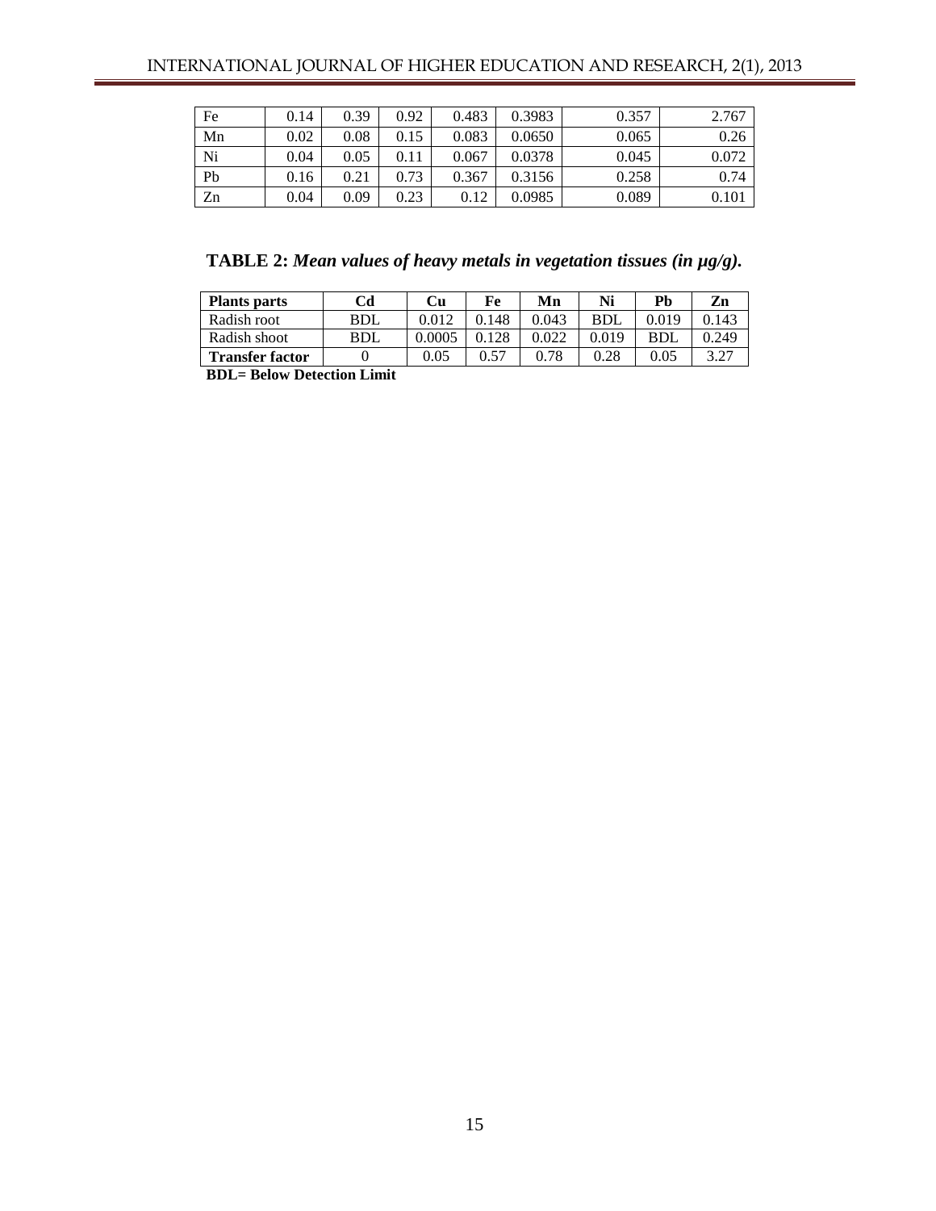| | | | | | | | |
|---|---|---|---|---|---|---|---|
| Fe | 0.14 | 0.39 | 0.92 | 0.483 | 0.3983 | 0.357 | 2.767 |
| Mn | 0.02 | 0.08 | 0.15 | 0.083 | 0.0650 | 0.065 | 0.26 |
| Ni | 0.04 | 0.05 | 0.11 | 0.067 | 0.0378 | 0.045 | 0.072 |
| Pb | 0.16 | 0.21 | 0.73 | 0.367 | 0.3156 | 0.258 | 0.74 |
| Zn | 0.04 | 0.09 | 0.23 | 0.12 | 0.0985 | 0.089 | 0.101 |

**TABLE 2:** ***Mean values of heavy metals in vegetation tissues (in μg/g).***

| **Plants parts** | **Cd** | **Cu** | **Fe** | **Mn** | **Ni** | **Pb** | **Zn** |
|---|---|---|---|---|---|---|---|
| Radish root | BDL | 0.012 | 0.148 | 0.043 | BDL | 0.019 | 0.143 |
| Radish shoot | BDL | 0.0005 | 0.128 | 0.022 | 0.019 | BDL | 0.249 |
| **Transfer factor** | 0 | 0.05 | 0.57 | 0.78 | 0.28 | 0.05 | 3.27 |

**BDL= Below Detection Limit**